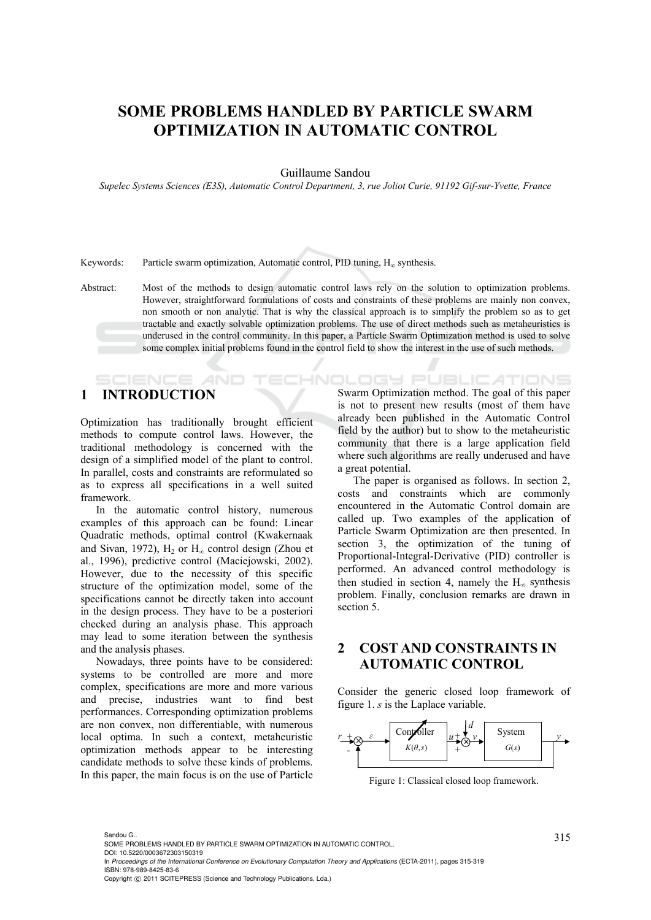# SOME PROBLEMS HANDLED BY PARTICLE SWARM OPTIMIZATION IN AUTOMATIC CONTROL

Guillaume Sandou

*Supelec Systems Sciences (E3S), Automatic Control Department, 3, rue Joliot Curie, 91192 Gif-sur-Yvette, France*

Keywords: Particle swarm optimization, Automatic control, PID tuning, $H_\infty$ synthesis.

Abstract: Most of the methods to design automatic control laws rely on the solution to optimization problems. However, straightforward formulations of costs and constraints of these problems are mainly non convex, non smooth or non analytic. That is why the classical approach is to simplify the problem so as to get tractable and exactly solvable optimization problems. The use of direct methods such as metaheuristics is underused in the control community. In this paper, a Particle Swarm Optimization method is used to solve some complex initial problems found in the control field to show the interest in the use of such methods.

## 1 INTRODUCTION

Optimization has traditionally brought efficient methods to compute control laws. However, the traditional methodology is concerned with the design of a simplified model of the plant to control. In parallel, costs and constraints are reformulated so as to express all specifications in a well suited framework.

In the automatic control history, numerous examples of this approach can be found: Linear Quadratic methods, optimal control (Kwakernaak and Sivan, 1972), $H_2$ or $H_\infty$ control design (Zhou et al., 1996), predictive control (Maciejowski, 2002). However, due to the necessity of this specific structure of the optimization model, some of the specifications cannot be directly taken into account in the design process. They have to be a posteriori checked during an analysis phase. This approach may lead to some iteration between the synthesis and the analysis phases.

Nowadays, three points have to be considered: systems to be controlled are more and more complex, specifications are more and more various and precise, industries want to find best performances. Corresponding optimization problems are non convex, non differentiable, with numerous local optima. In such a context, metaheuristic optimization methods appear to be interesting candidate methods to solve these kinds of problems. In this paper, the main focus is on the use of Particle Swarm Optimization method. The goal of this paper is not to present new results (most of them have already been published in the Automatic Control field by the author) but to show to the metaheuristic community that there is a large application field where such algorithms are really underused and have a great potential.

The paper is organised as follows. In section 2, costs and constraints which are commonly encountered in the Automatic Control domain are called up. Two examples of the application of Particle Swarm Optimization are then presented. In section 3, the optimization of the tuning of Proportional-Integral-Derivative (PID) controller is performed. An advanced control methodology is then studied in section 4, namely the $H_\infty$ synthesis problem. Finally, conclusion remarks are drawn in section 5.

## 2 COST AND CONSTRAINTS IN AUTOMATIC CONTROL

Consider the generic closed loop framework of figure 1. $s$ is the Laplace variable.

Figure 1: Classical closed loop framework.

Sandou G..
SOME PROBLEMS HANDLED BY PARTICLE SWARM OPTIMIZATION IN AUTOMATIC CONTROL.
DOI: 10.5220/0003672303150319
In *Proceedings of the International Conference on Evolutionary Computation Theory and Applications* (ECTA-2011), pages 315-319
ISBN: 978-989-8425-83-6
Copyright © 2011 SCITEPRESS (Science and Technology Publications, Lda.)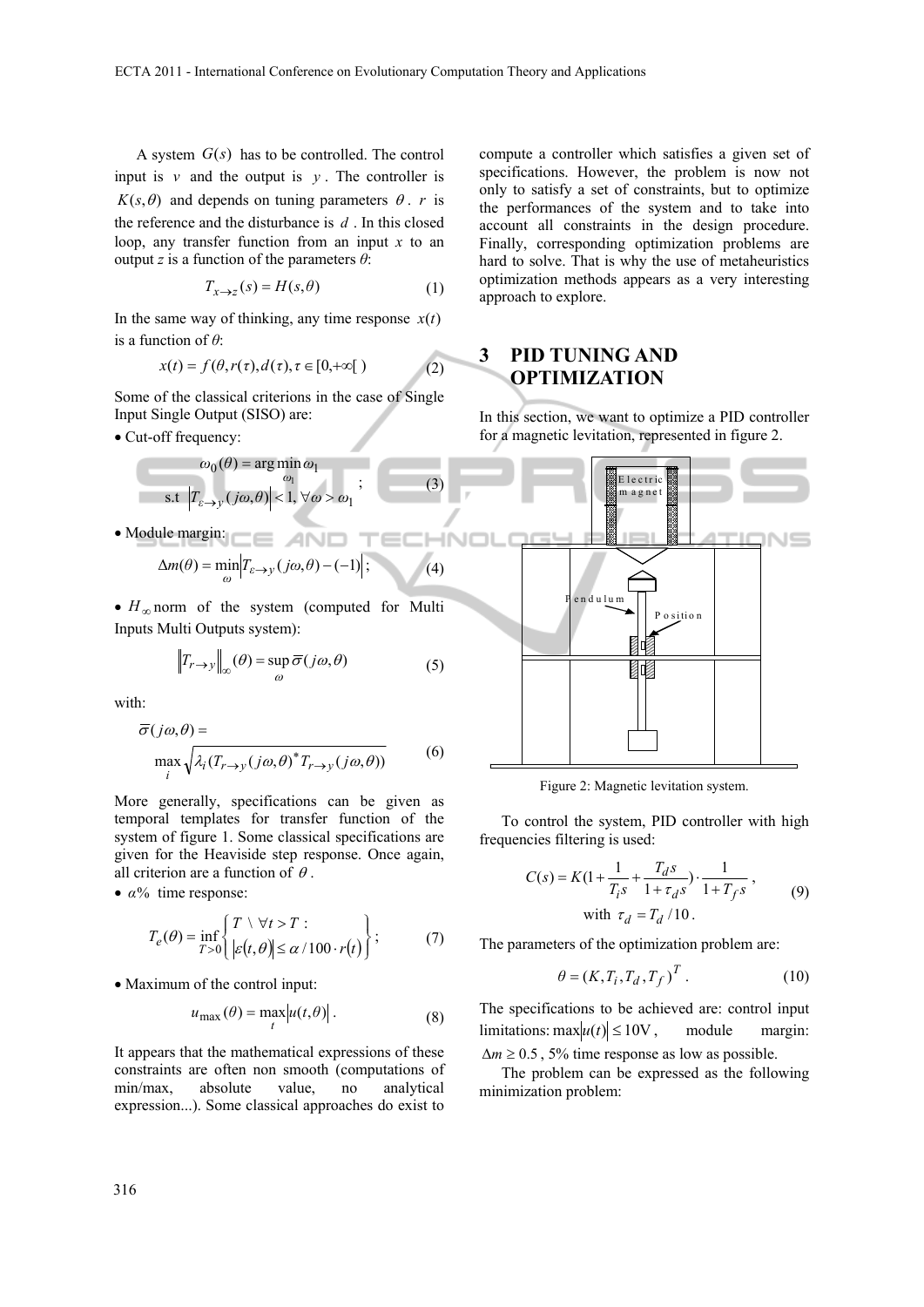A system $G(s)$ has to be controlled. The control input is $v$ and the output is $y$. The controller is $K(s,\theta)$ and depends on tuning parameters $\theta$. $r$ is the reference and the disturbance is $d$. In this closed loop, any transfer function from an input $x$ to an output $z$ is a function of the parameters $\theta$:

$$T_{x \to z}(s) = H(s,\theta) \tag{1}$$

In the same way of thinking, any time response $x(t)$ is a function of $\theta$:

$$x(t) = f(\theta, r(\tau), d(\tau), \tau \in [0,+\infty[\ ) \tag{2}$$

Some of the classical criterions in the case of Single Input Single Output (SISO) are:

- Cut-off frequency:

$$\begin{aligned} &\omega_0(\theta) = \arg\min_{\omega_1} \omega_1 \\ &\text{s.t } \left|T_{\varepsilon \to y}(j\omega,\theta)\right| < 1, \forall \omega > \omega_1 \end{aligned}; \tag{3}$$

- Module margin:

$$\Delta m(\theta) = \min_{\omega} \left|T_{\varepsilon \to y}(j\omega,\theta) - (-1)\right|; \tag{4}$$

- $H_\infty$ norm of the system (computed for Multi Inputs Multi Outputs system):

$$\left\|T_{r \to y}\right\|_\infty(\theta) = \sup_{\omega} \overline{\sigma}(j\omega,\theta) \tag{5}$$

with:

$$\overline{\sigma}(j\omega,\theta) = \max_i \sqrt{\lambda_i(T_{r \to y}(j\omega,\theta)^* T_{r \to y}(j\omega,\theta))} \tag{6}$$

More generally, specifications can be given as temporal templates for transfer function of the system of figure 1. Some classical specifications are given for the Heaviside step response. Once again, all criterion are a function of $\theta$.

- $\alpha\%$ time response:

$$T_e(\theta) = \inf_{T>0} \left\{ \begin{array}{l} T \setminus \forall t > T : \\ \left|\varepsilon(t,\theta)\right| \leq \alpha / 100 \cdot r(t) \end{array} \right\}; \tag{7}$$

- Maximum of the control input:

$$u_{\max}(\theta) = \max_t \left|u(t,\theta)\right|. \tag{8}$$

It appears that the mathematical expressions of these constraints are often non smooth (computations of min/max, absolute value, no analytical expression...). Some classical approaches do exist to compute a controller which satisfies a given set of specifications. However, the problem is now not only to satisfy a set of constraints, but to optimize the performances of the system and to take into account all constraints in the design procedure. Finally, corresponding optimization problems are hard to solve. That is why the use of metaheuristics optimization methods appears as a very interesting approach to explore.

# 3 PID TUNING AND OPTIMIZATION

In this section, we want to optimize a PID controller for a magnetic levitation, represented in figure 2.

Figure 2: Magnetic levitation system.

To control the system, PID controller with high frequencies filtering is used:

$$C(s) = K(1 + \frac{1}{T_i s} + \frac{T_d s}{1 + \tau_d s}) \cdot \frac{1}{1 + T_f s}, \quad \text{with } \tau_d = T_d / 10. \tag{9}$$

The parameters of the optimization problem are:

$$\theta = (K, T_i, T_d, T_f)^T. \tag{10}$$

The specifications to be achieved are: control input limitations: $\max\left|u(t)\right| \leq 10\text{V}$, module margin: $\Delta m \geq 0.5$, 5% time response as low as possible.

The problem can be expressed as the following minimization problem: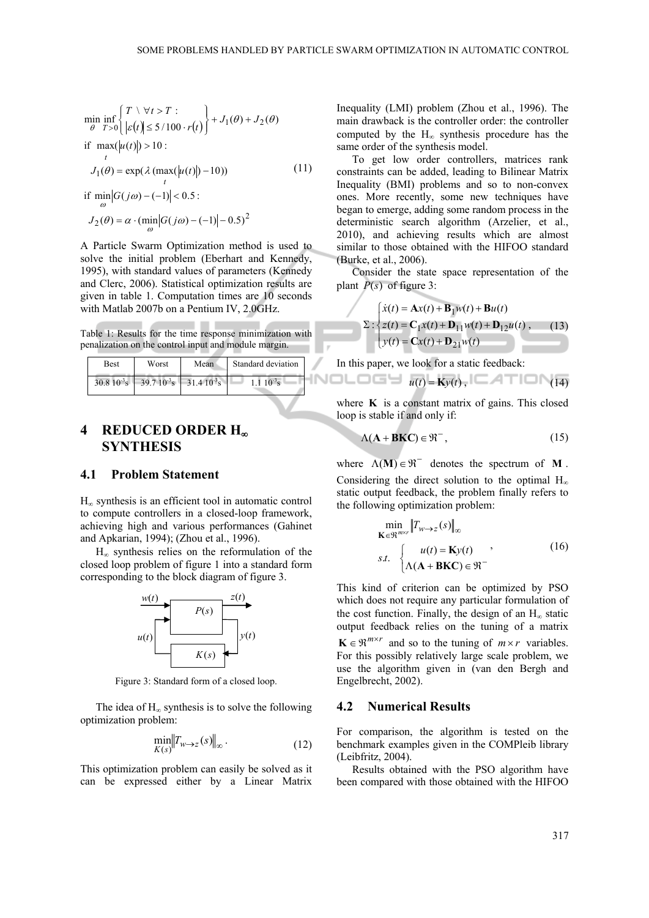$$
\min_{\theta} \inf_{T>0} \left\{ \begin{array}{l} T \setminus \forall t > T : \\ |\varepsilon(t)| \le 5/100 \cdot r(t) \end{array} \right\} + J_1(\theta) + J_2(\theta)
$$

$$
\begin{array}{l}
\text{if } \max_t(|u(t)|) > 10 : \\
J_1(\theta) = \exp(\lambda \, (\max_t(|u(t)|) - 10)) \\
\text{if } \min_\omega |G(j\omega) - (-1)| < 0.5 : \\
J_2(\theta) = \alpha \cdot (\min_\omega |G(j\omega) - (-1)| - 0.5)^2
\end{array}
\tag{11}
$$

A Particle Swarm Optimization method is used to solve the initial problem (Eberhart and Kennedy, 1995), with standard values of parameters (Kennedy and Clerc, 2006). Statistical optimization results are given in table 1. Computation times are 10 seconds with Matlab 2007b on a Pentium IV, 2.0GHz.

Table 1: Results for the time response minimization with penalization on the control input and module margin.

| Best | Worst | Mean | Standard deviation |
|---|---|---|---|
| $30.8\ 10^{-3}$s | $39.7\ 10^{-3}$s | $31.4\ 10^{-3}$s | $1.1\ 10^{-3}$s |

## 4 REDUCED ORDER $H_\infty$ SYNTHESIS

### 4.1 Problem Statement

$H_\infty$ synthesis is an efficient tool in automatic control to compute controllers in a closed-loop framework, achieving high and various performances (Gahinet and Apkarian, 1994); (Zhou et al., 1996).

$H_\infty$ synthesis relies on the reformulation of the closed loop problem of figure 1 into a standard form corresponding to the block diagram of figure 3.

Figure 3: Standard form of a closed loop.

The idea of $H_\infty$ synthesis is to solve the following optimization problem:

$$
\min_{K(s)} \| T_{w \to z}(s) \|_\infty . \tag{12}
$$

This optimization problem can easily be solved as it can be expressed either by a Linear Matrix Inequality (LMI) problem (Zhou et al., 1996). The main drawback is the controller order: the controller computed by the $H_\infty$ synthesis procedure has the same order of the synthesis model.

To get low order controllers, matrices rank constraints can be added, leading to Bilinear Matrix Inequality (BMI) problems and so to non-convex ones. More recently, some new techniques have began to emerge, adding some random process in the deterministic search algorithm (Arzelier, et al., 2010), and achieving results which are almost similar to those obtained with the HIFOO standard (Burke, et al., 2006).

Consider the state space representation of the plant $P(s)$ of figure 3:

$$
\Sigma : \begin{cases} \dot{x}(t) = \mathbf{A}x(t) + \mathbf{B}_1 w(t) + \mathbf{B}u(t) \\ z(t) = \mathbf{C}_1 x(t) + \mathbf{D}_{11} w(t) + \mathbf{D}_{12} u(t) \\ y(t) = \mathbf{C}x(t) + \mathbf{D}_{21} w(t) \end{cases} , \tag{13}
$$

In this paper, we look for a static feedback:

$$
u(t) = \mathbf{K}y(t) , \tag{14}
$$

where $\mathbf{K}$ is a constant matrix of gains. This closed loop is stable if and only if:

$$
\Lambda(\mathbf{A} + \mathbf{BKC}) \in \Re^- , \tag{15}
$$

where $\Lambda(\mathbf{M}) \in \Re^-$ denotes the spectrum of $\mathbf{M}$. Considering the direct solution to the optimal $H_\infty$ static output feedback, the problem finally refers to the following optimization problem:

$$
\begin{array}{l}
\min\limits_{\mathbf{K} \in \Re^{m \times r}} \| T_{w \to z}(s) \|_\infty \\
s.t. \quad \begin{cases} u(t) = \mathbf{K}y(t) \\ \Lambda(\mathbf{A} + \mathbf{BKC}) \in \Re^- \end{cases}
\end{array} , \tag{16}
$$

This kind of criterion can be optimized by PSO which does not require any particular formulation of the cost function. Finally, the design of an $H_\infty$ static output feedback relies on the tuning of a matrix $\mathbf{K} \in \Re^{m \times r}$ and so to the tuning of $m \times r$ variables. For this possibly relatively large scale problem, we use the algorithm given in (van den Bergh and Engelbrecht, 2002).

### 4.2 Numerical Results

For comparison, the algorithm is tested on the benchmark examples given in the COMPleib library (Leibfritz, 2004).

Results obtained with the PSO algorithm have been compared with those obtained with the HIFOO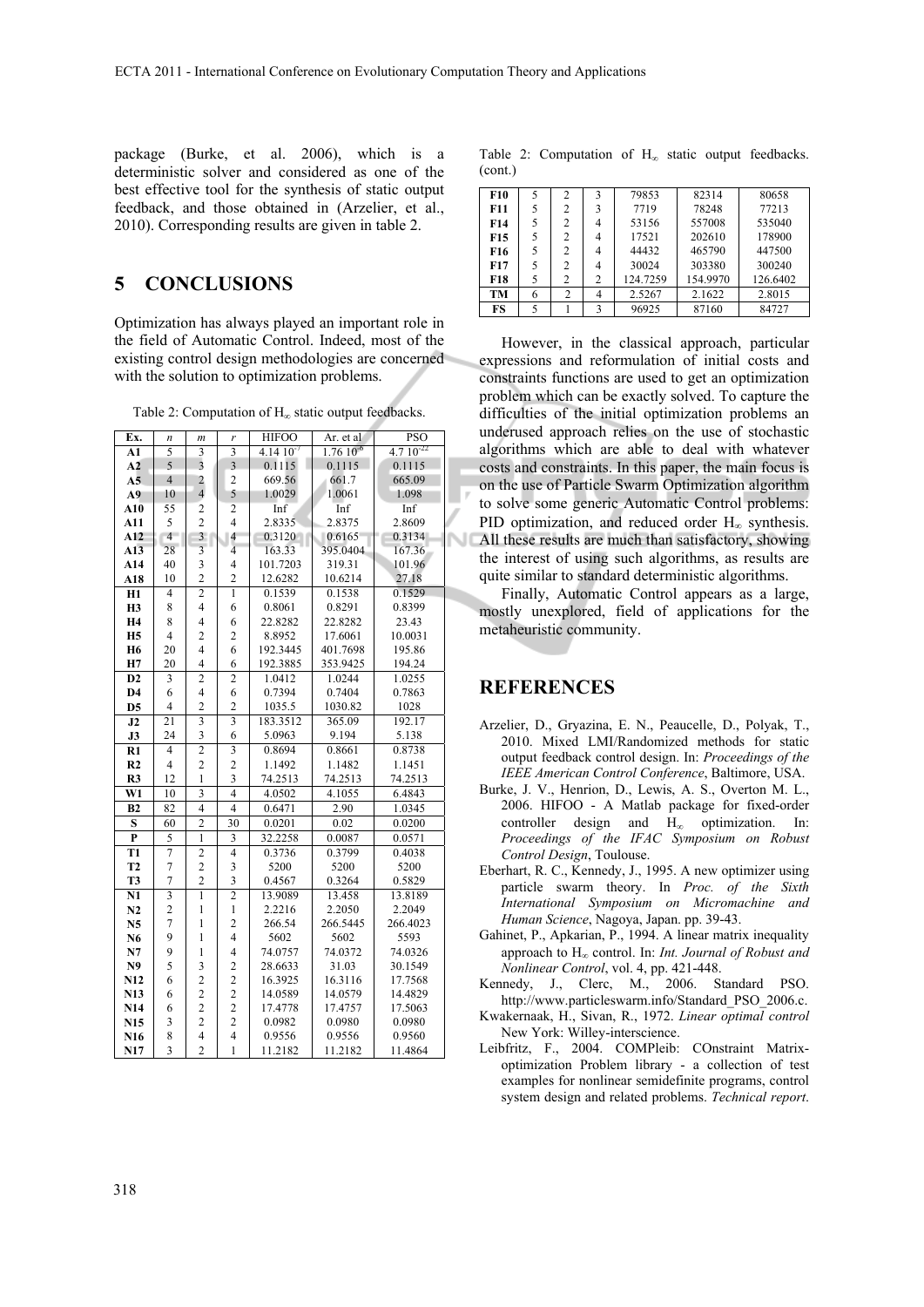package (Burke, et al. 2006), which is a deterministic solver and considered as one of the best effective tool for the synthesis of static output feedback, and those obtained in (Arzelier, et al., 2010). Corresponding results are given in table 2.

## 5 CONCLUSIONS

Optimization has always played an important role in the field of Automatic Control. Indeed, most of the existing control design methodologies are concerned with the solution to optimization problems.

Table 2: Computation of $H_\infty$ static output feedbacks.

| Ex. | $n$ | $m$ | $r$ | HIFOO | Ar. et al | PSO |
|---|---|---|---|---|---|---|
| **A1** | 5 | 3 | 3 | $4.14\ 10^{-7}$ | $1.76\ 10^{-6}$ | $4.7\ 10^{-22}$ |
| **A2** | 5 | 3 | 3 | 0.1115 | 0.1115 | 0.1115 |
| **A5** | 4 | 2 | 2 | 669.56 | 661.7 | 665.09 |
| **A9** | 10 | 4 | 5 | 1.0029 | 1.0061 | 1.098 |
| **A10** | 55 | 2 | 2 | Inf | Inf | Inf |
| **A11** | 5 | 2 | 4 | 2.8335 | 2.8375 | 2.8609 |
| **A12** | 4 | 3 | 4 | 0.3120 | 0.6165 | 0.3134 |
| **A13** | 28 | 3 | 4 | 163.33 | 395.0404 | 167.36 |
| **A14** | 40 | 3 | 4 | 101.7203 | 319.31 | 101.96 |
| **A18** | 10 | 2 | 2 | 12.6282 | 10.6214 | 27.18 |
| **H1** | 4 | 2 | 1 | 0.1539 | 0.1538 | 0.1529 |
| **H3** | 8 | 4 | 6 | 0.8061 | 0.8291 | 0.8399 |
| **H4** | 8 | 4 | 6 | 22.8282 | 22.8282 | 23.43 |
| **H5** | 4 | 2 | 2 | 8.8952 | 17.6061 | 10.0031 |
| **H6** | 20 | 4 | 6 | 192.3445 | 401.7698 | 195.86 |
| **H7** | 20 | 4 | 6 | 192.3885 | 353.9425 | 194.24 |
| **D2** | 3 | 2 | 2 | 1.0412 | 1.0244 | 1.0255 |
| **D4** | 6 | 4 | 6 | 0.7394 | 0.7404 | 0.7863 |
| **D5** | 4 | 2 | 2 | 1035.5 | 1030.82 | 1028 |
| **J2** | 21 | 3 | 3 | 183.3512 | 365.09 | 192.17 |
| **J3** | 24 | 3 | 6 | 5.0963 | 9.194 | 5.138 |
| **R1** | 4 | 2 | 3 | 0.8694 | 0.8661 | 0.8738 |
| **R2** | 4 | 2 | 2 | 1.1492 | 1.1482 | 1.1451 |
| **R3** | 12 | 1 | 3 | 74.2513 | 74.2513 | 74.2513 |
| **W1** | 10 | 3 | 4 | 4.0502 | 4.1055 | 6.4843 |
| **B2** | 82 | 4 | 4 | 0.6471 | 2.90 | 1.0345 |
| **S** | 60 | 2 | 30 | 0.0201 | 0.02 | 0.0200 |
| **P** | 5 | 1 | 3 | 32.2258 | 0.0087 | 0.0571 |
| **T1** | 7 | 2 | 4 | 0.3736 | 0.3799 | 0.4038 |
| **T2** | 7 | 2 | 3 | 5200 | 5200 | 5200 |
| **T3** | 7 | 2 | 3 | 0.4567 | 0.3264 | 0.5829 |
| **N1** | 3 | 1 | 2 | 13.9089 | 13.458 | 13.8189 |
| **N2** | 2 | 1 | 1 | 2.2216 | 2.2050 | 2.2049 |
| **N5** | 7 | 1 | 2 | 266.54 | 266.5445 | 266.4023 |
| **N6** | 9 | 1 | 4 | 5602 | 5602 | 5593 |
| **N7** | 9 | 1 | 4 | 74.0757 | 74.0372 | 74.0326 |
| **N9** | 5 | 3 | 2 | 28.6633 | 31.03 | 30.1549 |
| **N12** | 6 | 2 | 2 | 16.3925 | 16.3116 | 17.7568 |
| **N13** | 6 | 2 | 2 | 14.0589 | 14.0579 | 14.4829 |
| **N14** | 6 | 2 | 2 | 17.4778 | 17.4757 | 17.5063 |
| **N15** | 3 | 2 | 2 | 0.0982 | 0.0980 | 0.0980 |
| **N16** | 8 | 4 | 4 | 0.9556 | 0.9556 | 0.9560 |
| **N17** | 3 | 2 | 1 | 11.2182 | 11.2182 | 11.4864 |

Table 2: Computation of $H_\infty$ static output feedbacks. (cont.)

| Ex. | $n$ | $m$ | $r$ | HIFOO | Ar. et al | PSO |
|---|---|---|---|---|---|---|
| **F10** | 5 | 2 | 3 | 79853 | 82314 | 80658 |
| **F11** | 5 | 2 | 3 | 7719 | 78248 | 77213 |
| **F14** | 5 | 2 | 4 | 53156 | 557008 | 535040 |
| **F15** | 5 | 2 | 4 | 17521 | 202610 | 178900 |
| **F16** | 5 | 2 | 4 | 44432 | 465790 | 447500 |
| **F17** | 5 | 2 | 4 | 30024 | 303380 | 300240 |
| **F18** | 5 | 2 | 2 | 124.7259 | 154.9970 | 126.6402 |
| **TM** | 6 | 2 | 4 | 2.5267 | 2.1622 | 2.8015 |
| **FS** | 5 | 1 | 3 | 96925 | 87160 | 84727 |

However, in the classical approach, particular expressions and reformulation of initial costs and constraints functions are used to get an optimization problem which can be exactly solved. To capture the difficulties of the initial optimization problems an underused approach relies on the use of stochastic algorithms which are able to deal with whatever costs and constraints. In this paper, the main focus is on the use of Particle Swarm Optimization algorithm to solve some generic Automatic Control problems: PID optimization, and reduced order $H_\infty$ synthesis. All these results are much than satisfactory, showing the interest of using such algorithms, as results are quite similar to standard deterministic algorithms.

Finally, Automatic Control appears as a large, mostly unexplored, field of applications for the metaheuristic community.

## REFERENCES

Arzelier, D., Gryazina, E. N., Peaucelle, D., Polyak, T., 2010. Mixed LMI/Randomized methods for static output feedback control design. In: *Proceedings of the IEEE American Control Conference*, Baltimore, USA.

Burke, J. V., Henrion, D., Lewis, A. S., Overton M. L., 2006. HIFOO - A Matlab package for fixed-order controller design and $H_\infty$ optimization. In: *Proceedings of the IFAC Symposium on Robust Control Design*, Toulouse.

Eberhart, R. C., Kennedy, J., 1995. A new optimizer using particle swarm theory. In *Proc. of the Sixth International Symposium on Micromachine and Human Science*, Nagoya, Japan. pp. 39-43.

Gahinet, P., Apkarian, P., 1994. A linear matrix inequality approach to $H_\infty$ control. In: *Int. Journal of Robust and Nonlinear Control*, vol. 4, pp. 421-448.

Kennedy, J., Clerc, M., 2006. Standard PSO. http://www.particleswarm.info/Standard_PSO_2006.c.

Kwakernaak, H., Sivan, R., 1972. *Linear optimal control* New York: Willey-interscience.

Leibfritz, F., 2004. COMPleib: COnstraint Matrix-optimization Problem library - a collection of test examples for nonlinear semidefinite programs, control system design and related problems. *Technical report*.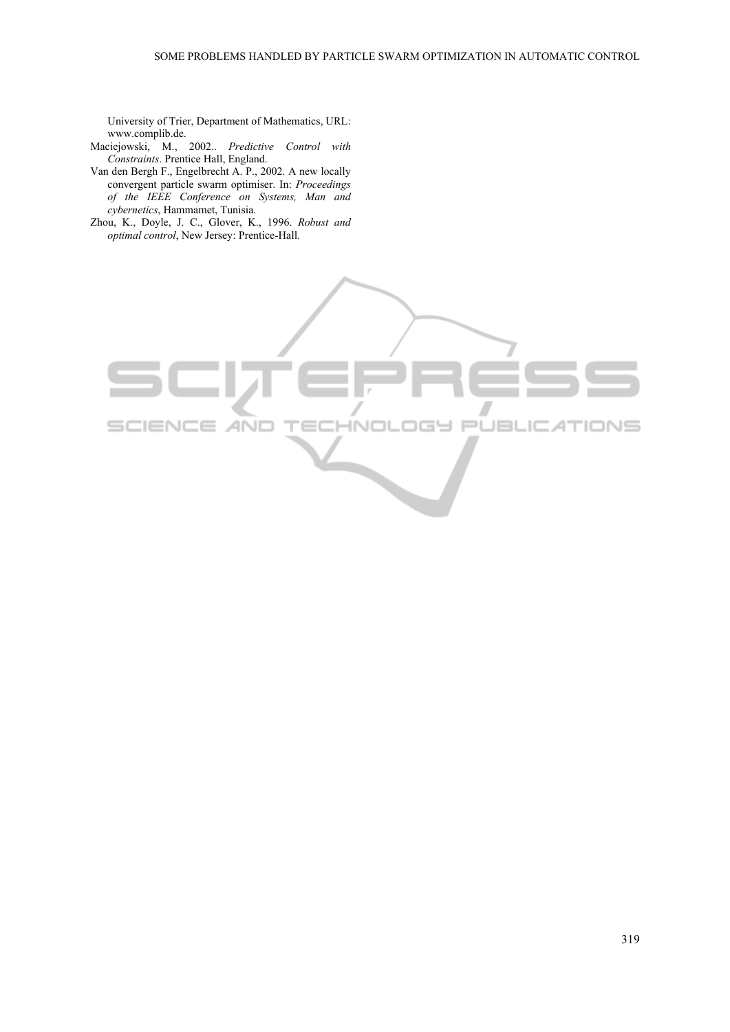University of Trier, Department of Mathematics, URL: www.complib.de.

Maciejowski, M., 2002.. *Predictive Control with Constraints*. Prentice Hall, England.

Van den Bergh F., Engelbrecht A. P., 2002. A new locally convergent particle swarm optimiser. In: *Proceedings of the IEEE Conference on Systems, Man and cybernetics*, Hammamet, Tunisia.

Zhou, K., Doyle, J. C., Glover, K., 1996. *Robust and optimal control*, New Jersey: Prentice-Hall.